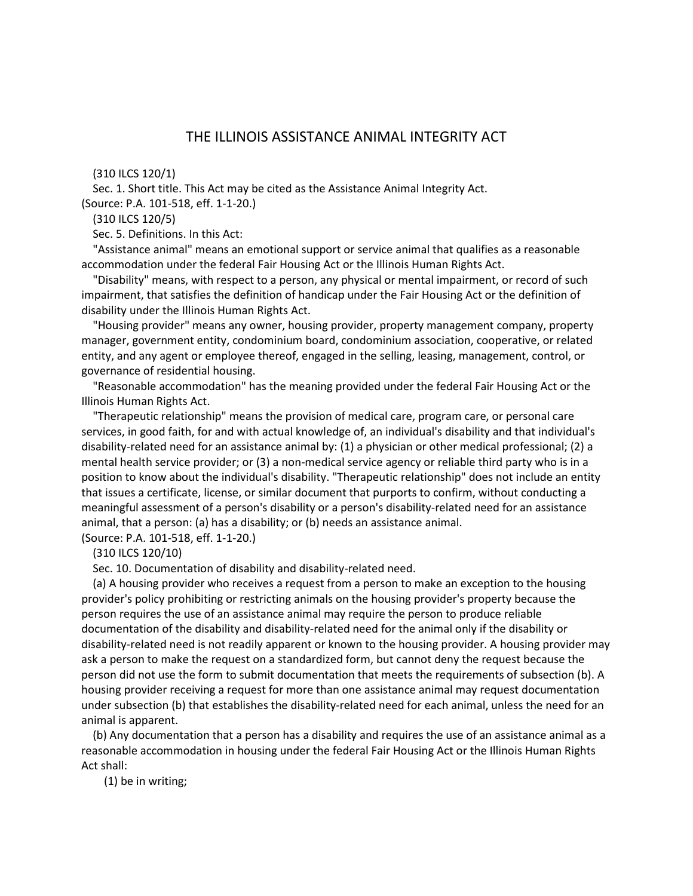# THE ILLINOIS ASSISTANCE ANIMAL INTEGRITY ACT

(310 ILCS 120/1)

Sec. 1. Short title. This Act may be cited as the Assistance Animal Integrity Act.
(Source: P.A. 101-518, eff. 1-1-20.)

(310 ILCS 120/5)

Sec. 5. Definitions. In this Act:

"Assistance animal" means an emotional support or service animal that qualifies as a reasonable accommodation under the federal Fair Housing Act or the Illinois Human Rights Act.

"Disability" means, with respect to a person, any physical or mental impairment, or record of such impairment, that satisfies the definition of handicap under the Fair Housing Act or the definition of disability under the Illinois Human Rights Act.

"Housing provider" means any owner, housing provider, property management company, property manager, government entity, condominium board, condominium association, cooperative, or related entity, and any agent or employee thereof, engaged in the selling, leasing, management, control, or governance of residential housing.

"Reasonable accommodation" has the meaning provided under the federal Fair Housing Act or the Illinois Human Rights Act.

"Therapeutic relationship" means the provision of medical care, program care, or personal care services, in good faith, for and with actual knowledge of, an individual's disability and that individual's disability-related need for an assistance animal by: (1) a physician or other medical professional; (2) a mental health service provider; or (3) a non-medical service agency or reliable third party who is in a position to know about the individual's disability. "Therapeutic relationship" does not include an entity that issues a certificate, license, or similar document that purports to confirm, without conducting a meaningful assessment of a person's disability or a person's disability-related need for an assistance animal, that a person: (a) has a disability; or (b) needs an assistance animal.
(Source: P.A. 101-518, eff. 1-1-20.)

(310 ILCS 120/10)

Sec. 10. Documentation of disability and disability-related need.

(a) A housing provider who receives a request from a person to make an exception to the housing provider's policy prohibiting or restricting animals on the housing provider's property because the person requires the use of an assistance animal may require the person to produce reliable documentation of the disability and disability-related need for the animal only if the disability or disability-related need is not readily apparent or known to the housing provider. A housing provider may ask a person to make the request on a standardized form, but cannot deny the request because the person did not use the form to submit documentation that meets the requirements of subsection (b). A housing provider receiving a request for more than one assistance animal may request documentation under subsection (b) that establishes the disability-related need for each animal, unless the need for an animal is apparent.

(b) Any documentation that a person has a disability and requires the use of an assistance animal as a reasonable accommodation in housing under the federal Fair Housing Act or the Illinois Human Rights Act shall:

(1) be in writing;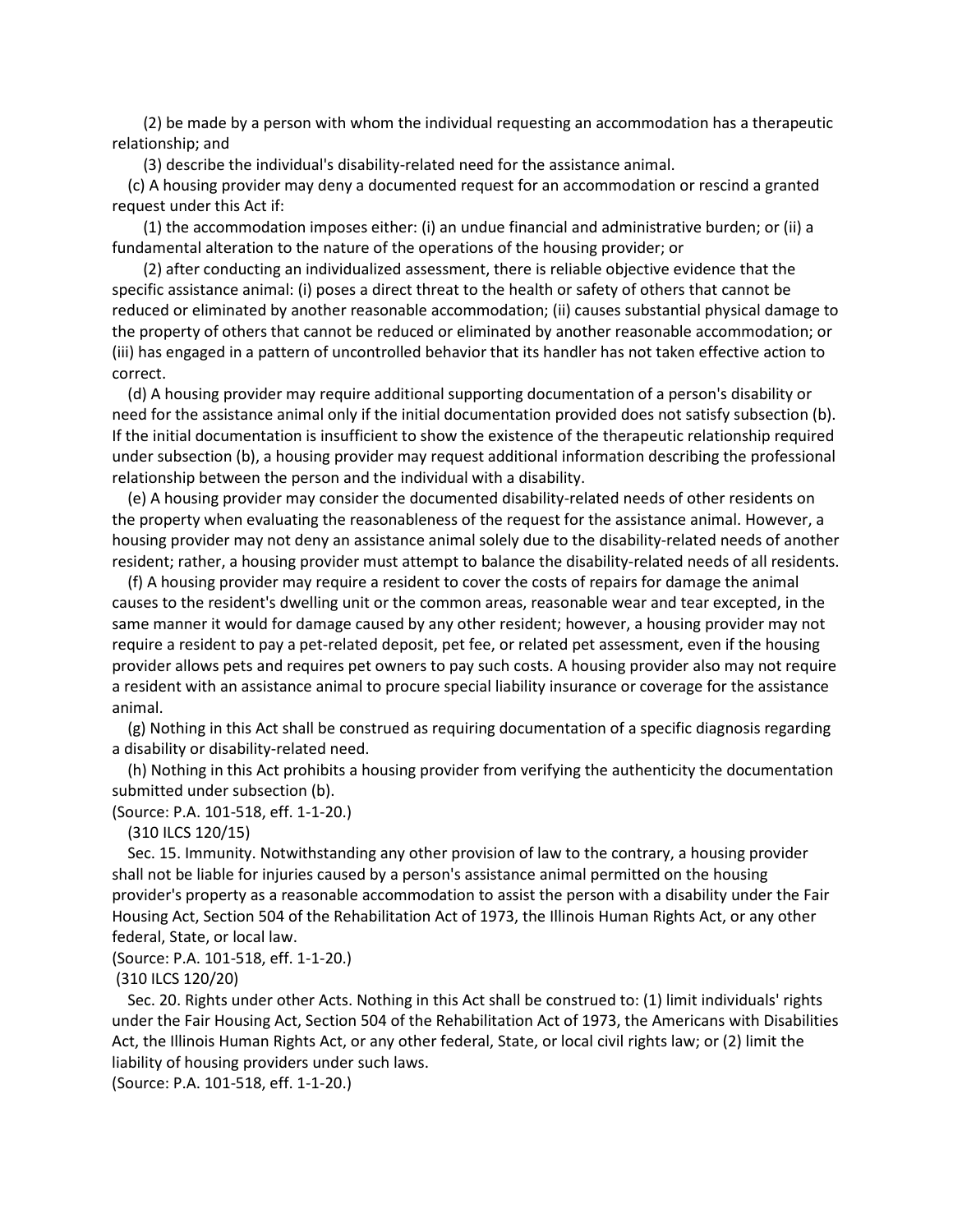(2) be made by a person with whom the individual requesting an accommodation has a therapeutic relationship; and

(3) describe the individual's disability-related need for the assistance animal.

(c) A housing provider may deny a documented request for an accommodation or rescind a granted request under this Act if:

(1) the accommodation imposes either: (i) an undue financial and administrative burden; or (ii) a fundamental alteration to the nature of the operations of the housing provider; or

(2) after conducting an individualized assessment, there is reliable objective evidence that the specific assistance animal: (i) poses a direct threat to the health or safety of others that cannot be reduced or eliminated by another reasonable accommodation; (ii) causes substantial physical damage to the property of others that cannot be reduced or eliminated by another reasonable accommodation; or (iii) has engaged in a pattern of uncontrolled behavior that its handler has not taken effective action to correct.

(d) A housing provider may require additional supporting documentation of a person's disability or need for the assistance animal only if the initial documentation provided does not satisfy subsection (b). If the initial documentation is insufficient to show the existence of the therapeutic relationship required under subsection (b), a housing provider may request additional information describing the professional relationship between the person and the individual with a disability.

(e) A housing provider may consider the documented disability-related needs of other residents on the property when evaluating the reasonableness of the request for the assistance animal. However, a housing provider may not deny an assistance animal solely due to the disability-related needs of another resident; rather, a housing provider must attempt to balance the disability-related needs of all residents.

(f) A housing provider may require a resident to cover the costs of repairs for damage the animal causes to the resident's dwelling unit or the common areas, reasonable wear and tear excepted, in the same manner it would for damage caused by any other resident; however, a housing provider may not require a resident to pay a pet-related deposit, pet fee, or related pet assessment, even if the housing provider allows pets and requires pet owners to pay such costs. A housing provider also may not require a resident with an assistance animal to procure special liability insurance or coverage for the assistance animal.

(g) Nothing in this Act shall be construed as requiring documentation of a specific diagnosis regarding a disability or disability-related need.

(h) Nothing in this Act prohibits a housing provider from verifying the authenticity the documentation submitted under subsection (b).

(Source: P.A. 101-518, eff. 1-1-20.)

(310 ILCS 120/15)

Sec. 15. Immunity. Notwithstanding any other provision of law to the contrary, a housing provider shall not be liable for injuries caused by a person's assistance animal permitted on the housing provider's property as a reasonable accommodation to assist the person with a disability under the Fair Housing Act, Section 504 of the Rehabilitation Act of 1973, the Illinois Human Rights Act, or any other federal, State, or local law.

(Source: P.A. 101-518, eff. 1-1-20.)

(310 ILCS 120/20)

Sec. 20. Rights under other Acts. Nothing in this Act shall be construed to: (1) limit individuals' rights under the Fair Housing Act, Section 504 of the Rehabilitation Act of 1973, the Americans with Disabilities Act, the Illinois Human Rights Act, or any other federal, State, or local civil rights law; or (2) limit the liability of housing providers under such laws.

(Source: P.A. 101-518, eff. 1-1-20.)